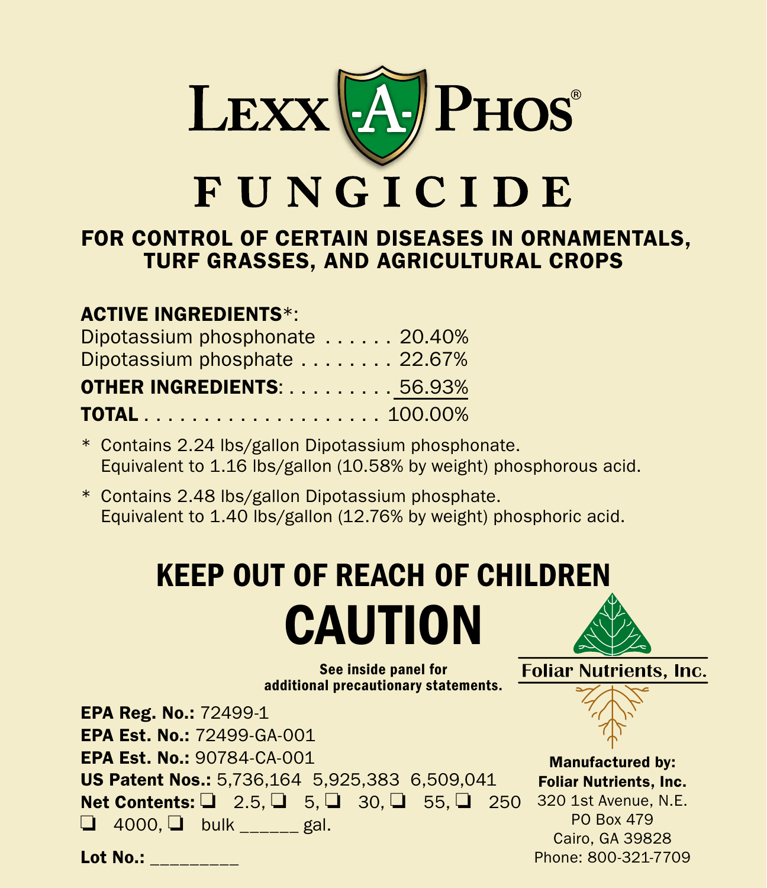# LEXX-A-PHOS®

# FUNGICIDE

## FOR CONTROL OF CERTAIN DISEASES IN ORNAMENTALS, TURF GRASSES, AND AGRICULTURAL CROPS

**ACTIVE INGREDIENTS***:

| | |
|---|---|
| Dipotassium phosphonate | 20.40% |
| Dipotassium phosphate | 22.67% |
| **OTHER INGREDIENTS**: | 56.93% |
| **TOTAL** | 100.00% |

* Contains 2.24 lbs/gallon Dipotassium phosphonate. Equivalent to 1.16 lbs/gallon (10.58% by weight) phosphorous acid.

* Contains 2.48 lbs/gallon Dipotassium phosphate. Equivalent to 1.40 lbs/gallon (12.76% by weight) phosphoric acid.

## KEEP OUT OF REACH OF CHILDREN

# CAUTION

**See inside panel for additional precautionary statements.**

Foliar Nutrients, Inc.

**EPA Reg. No.:** 72499-1
**EPA Est. No.:** 72499-GA-001
**EPA Est. No.:** 90784-CA-001
**US Patent Nos.:** 5,736,164 5,925,383 6,509,041
**Net Contents:** ❑ 2.5, ❑ 5, ❑ 30, ❑ 55, ❑ 250 ❑ 4000, ❑ bulk ______ gal.

**Lot No.:** _________

**Manufactured by:**
**Foliar Nutrients, Inc.**
320 1st Avenue, N.E.
PO Box 479
Cairo, GA 39828
Phone: 800-321-7709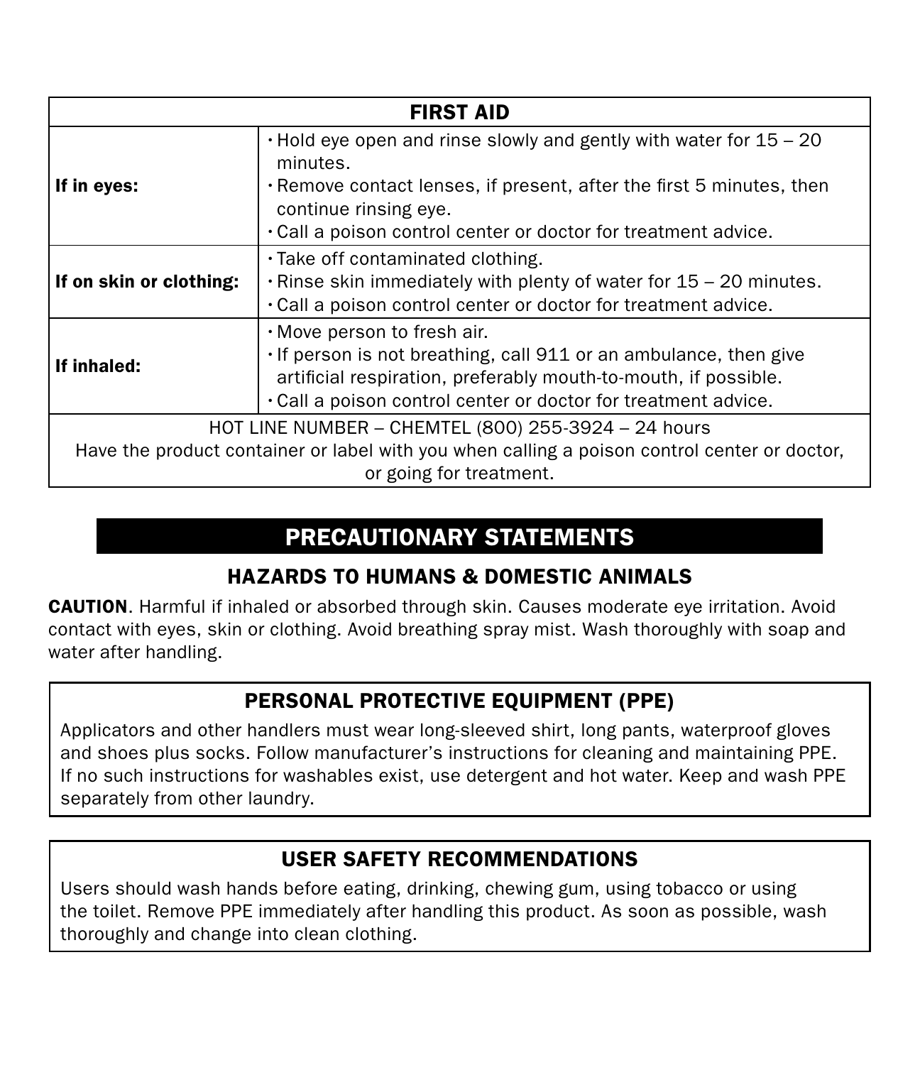| FIRST AID | |
|---|---|
| **If in eyes:** | • Hold eye open and rinse slowly and gently with water for 15 – 20 minutes.<br>• Remove contact lenses, if present, after the first 5 minutes, then continue rinsing eye.<br>• Call a poison control center or doctor for treatment advice. |
| **If on skin or clothing:** | • Take off contaminated clothing.<br>• Rinse skin immediately with plenty of water for 15 – 20 minutes.<br>• Call a poison control center or doctor for treatment advice. |
| **If inhaled:** | • Move person to fresh air.<br>• If person is not breathing, call 911 or an ambulance, then give artificial respiration, preferably mouth-to-mouth, if possible.<br>• Call a poison control center or doctor for treatment advice. |
| HOT LINE NUMBER – CHEMTEL (800) 255-3924 – 24 hours<br>Have the product container or label with you when calling a poison control center or doctor, or going for treatment. | |

# PRECAUTIONARY STATEMENTS

## HAZARDS TO HUMANS & DOMESTIC ANIMALS

**CAUTION**. Harmful if inhaled or absorbed through skin. Causes moderate eye irritation. Avoid contact with eyes, skin or clothing. Avoid breathing spray mist. Wash thoroughly with soap and water after handling.

### PERSONAL PROTECTIVE EQUIPMENT (PPE)

Applicators and other handlers must wear long-sleeved shirt, long pants, waterproof gloves and shoes plus socks. Follow manufacturer's instructions for cleaning and maintaining PPE. If no such instructions for washables exist, use detergent and hot water. Keep and wash PPE separately from other laundry.

### USER SAFETY RECOMMENDATIONS

Users should wash hands before eating, drinking, chewing gum, using tobacco or using the toilet. Remove PPE immediately after handling this product. As soon as possible, wash thoroughly and change into clean clothing.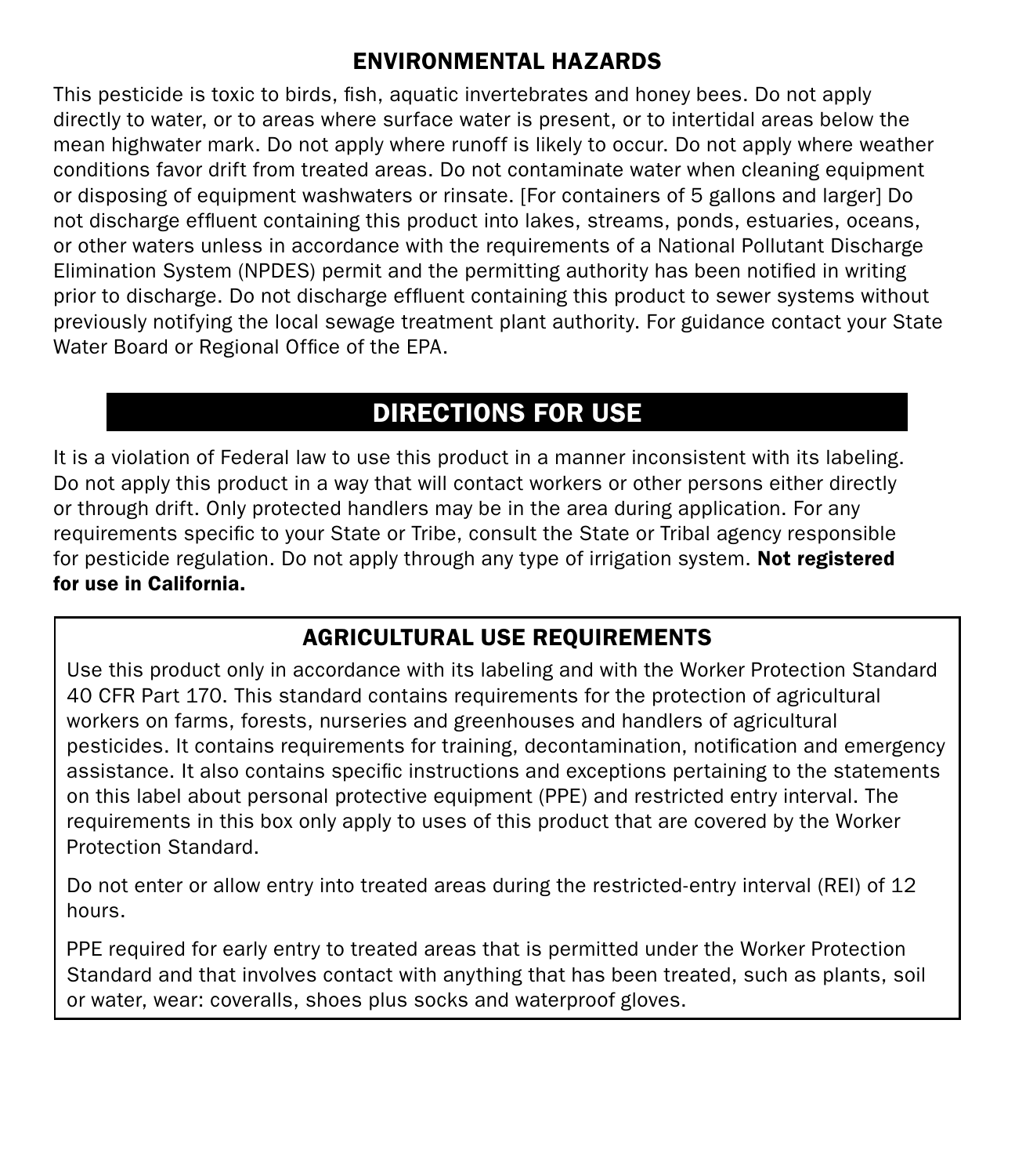## ENVIRONMENTAL HAZARDS

This pesticide is toxic to birds, fish, aquatic invertebrates and honey bees. Do not apply directly to water, or to areas where surface water is present, or to intertidal areas below the mean highwater mark. Do not apply where runoff is likely to occur. Do not apply where weather conditions favor drift from treated areas. Do not contaminate water when cleaning equipment or disposing of equipment washwaters or rinsate. [For containers of 5 gallons and larger] Do not discharge effluent containing this product into lakes, streams, ponds, estuaries, oceans, or other waters unless in accordance with the requirements of a National Pollutant Discharge Elimination System (NPDES) permit and the permitting authority has been notified in writing prior to discharge. Do not discharge effluent containing this product to sewer systems without previously notifying the local sewage treatment plant authority. For guidance contact your State Water Board or Regional Office of the EPA.

## DIRECTIONS FOR USE

It is a violation of Federal law to use this product in a manner inconsistent with its labeling. Do not apply this product in a way that will contact workers or other persons either directly or through drift. Only protected handlers may be in the area during application. For any requirements specific to your State or Tribe, consult the State or Tribal agency responsible for pesticide regulation. Do not apply through any type of irrigation system. **Not registered for use in California.**

### AGRICULTURAL USE REQUIREMENTS

Use this product only in accordance with its labeling and with the Worker Protection Standard 40 CFR Part 170. This standard contains requirements for the protection of agricultural workers on farms, forests, nurseries and greenhouses and handlers of agricultural pesticides. It contains requirements for training, decontamination, notification and emergency assistance. It also contains specific instructions and exceptions pertaining to the statements on this label about personal protective equipment (PPE) and restricted entry interval. The requirements in this box only apply to uses of this product that are covered by the Worker Protection Standard.

Do not enter or allow entry into treated areas during the restricted-entry interval (REI) of 12 hours.

PPE required for early entry to treated areas that is permitted under the Worker Protection Standard and that involves contact with anything that has been treated, such as plants, soil or water, wear: coveralls, shoes plus socks and waterproof gloves.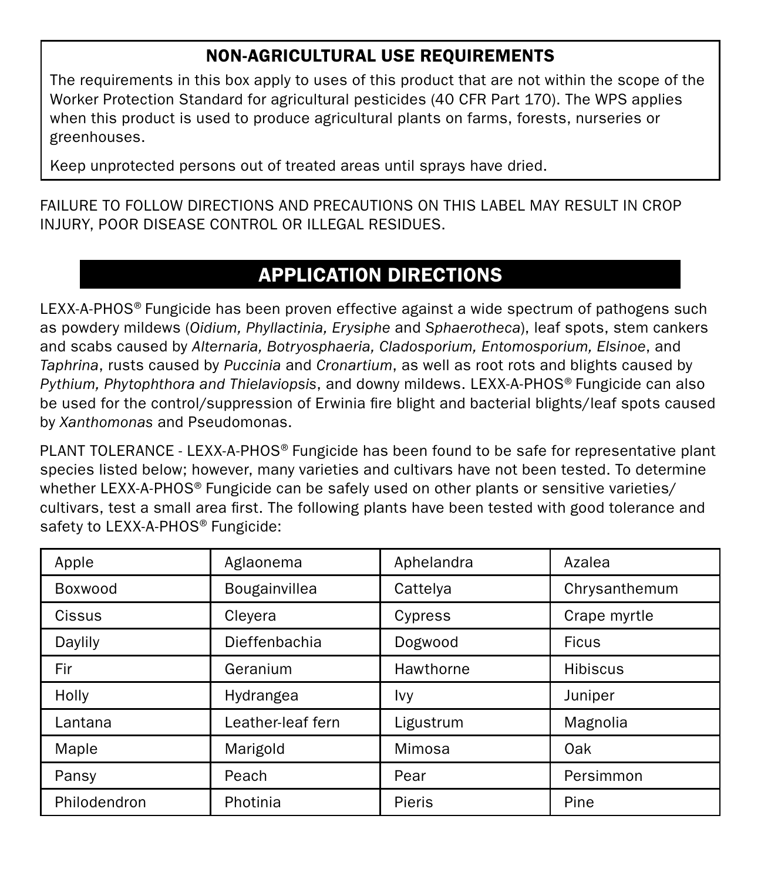## NON-AGRICULTURAL USE REQUIREMENTS

The requirements in this box apply to uses of this product that are not within the scope of the Worker Protection Standard for agricultural pesticides (40 CFR Part 170). The WPS applies when this product is used to produce agricultural plants on farms, forests, nurseries or greenhouses.

Keep unprotected persons out of treated areas until sprays have dried.

FAILURE TO FOLLOW DIRECTIONS AND PRECAUTIONS ON THIS LABEL MAY RESULT IN CROP INJURY, POOR DISEASE CONTROL OR ILLEGAL RESIDUES.

## APPLICATION DIRECTIONS

LEXX-A-PHOS® Fungicide has been proven effective against a wide spectrum of pathogens such as powdery mildews (*Oidium, Phyllactinia, Erysiphe* and *Sphaerotheca*), leaf spots, stem cankers and scabs caused by *Alternaria, Botryosphaeria, Cladosporium, Entomosporium, Elsinoe*, and *Taphrina*, rusts caused by *Puccinia* and *Cronartium*, as well as root rots and blights caused by *Pythium, Phytophthora and Thielaviopsis*, and downy mildews. LEXX-A-PHOS® Fungicide can also be used for the control/suppression of Erwinia fire blight and bacterial blights/leaf spots caused by *Xanthomonas* and Pseudomonas.

PLANT TOLERANCE - LEXX-A-PHOS® Fungicide has been found to be safe for representative plant species listed below; however, many varieties and cultivars have not been tested. To determine whether LEXX-A-PHOS® Fungicide can be safely used on other plants or sensitive varieties/cultivars, test a small area first. The following plants have been tested with good tolerance and safety to LEXX-A-PHOS® Fungicide:

| | | | |
|---|---|---|---|
| Apple | Aglaonema | Aphelandra | Azalea |
| Boxwood | Bougainvillea | Cattelya | Chrysanthemum |
| Cissus | Cleyera | Cypress | Crape myrtle |
| Daylily | Dieffenbachia | Dogwood | Ficus |
| Fir | Geranium | Hawthorne | Hibiscus |
| Holly | Hydrangea | Ivy | Juniper |
| Lantana | Leather-leaf fern | Ligustrum | Magnolia |
| Maple | Marigold | Mimosa | Oak |
| Pansy | Peach | Pear | Persimmon |
| Philodendron | Photinia | Pieris | Pine |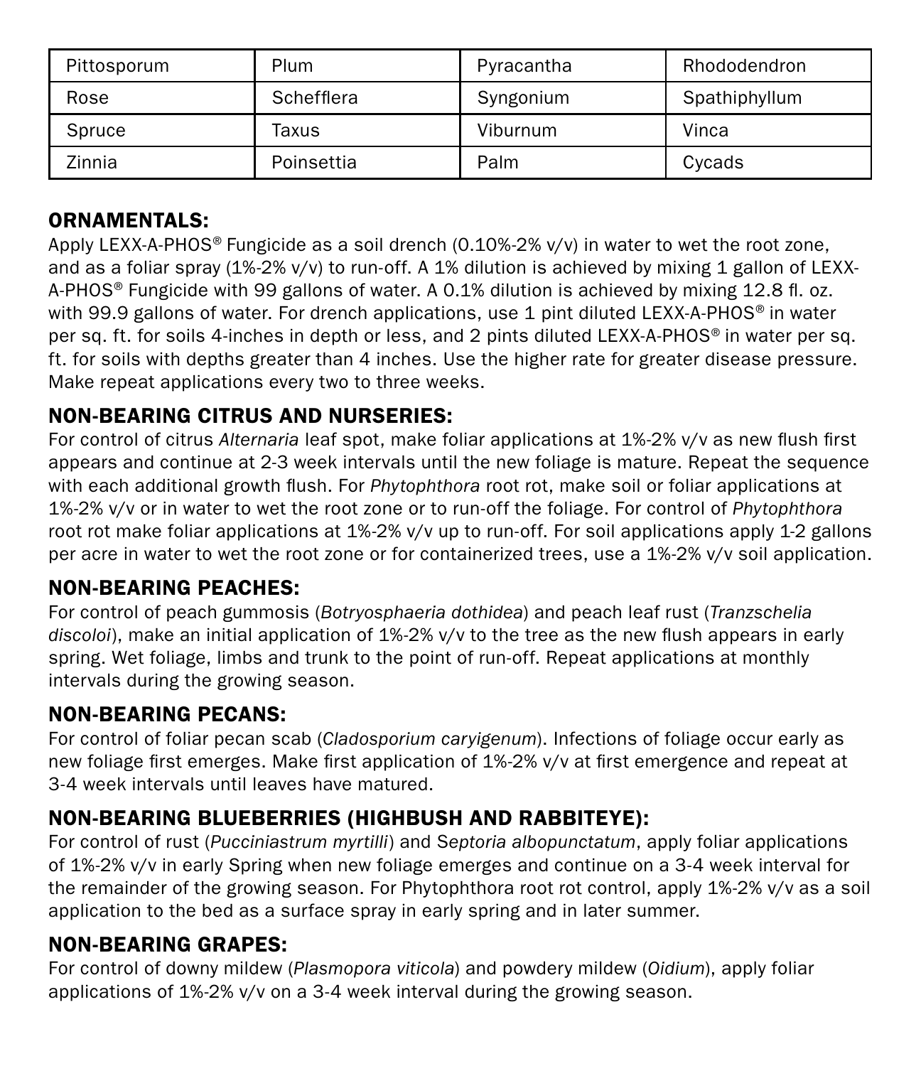| Pittosporum | Plum | Pyracantha | Rhododendron |
|---|---|---|---|
| Rose | Schefflera | Syngonium | Spathiphyllum |
| Spruce | Taxus | Viburnum | Vinca |
| Zinnia | Poinsettia | Palm | Cycads |

## ORNAMENTALS:

Apply LEXX-A-PHOS® Fungicide as a soil drench (0.10%-2% v/v) in water to wet the root zone, and as a foliar spray (1%-2% v/v) to run-off. A 1% dilution is achieved by mixing 1 gallon of LEXX-A-PHOS® Fungicide with 99 gallons of water. A 0.1% dilution is achieved by mixing 12.8 fl. oz. with 99.9 gallons of water. For drench applications, use 1 pint diluted LEXX-A-PHOS® in water per sq. ft. for soils 4-inches in depth or less, and 2 pints diluted LEXX-A-PHOS® in water per sq. ft. for soils with depths greater than 4 inches. Use the higher rate for greater disease pressure. Make repeat applications every two to three weeks.

## NON-BEARING CITRUS AND NURSERIES:

For control of citrus *Alternaria* leaf spot, make foliar applications at 1%-2% v/v as new flush first appears and continue at 2-3 week intervals until the new foliage is mature. Repeat the sequence with each additional growth flush. For *Phytophthora* root rot, make soil or foliar applications at 1%-2% v/v or in water to wet the root zone or to run-off the foliage. For control of *Phytophthora* root rot make foliar applications at 1%-2% v/v up to run-off. For soil applications apply 1-2 gallons per acre in water to wet the root zone or for containerized trees, use a 1%-2% v/v soil application.

## NON-BEARING PEACHES:

For control of peach gummosis (*Botryosphaeria dothidea*) and peach leaf rust (*Tranzschelia discoloi*), make an initial application of 1%-2% v/v to the tree as the new flush appears in early spring. Wet foliage, limbs and trunk to the point of run-off. Repeat applications at monthly intervals during the growing season.

## NON-BEARING PECANS:

For control of foliar pecan scab (*Cladosporium caryigenum*). Infections of foliage occur early as new foliage first emerges. Make first application of 1%-2% v/v at first emergence and repeat at 3-4 week intervals until leaves have matured.

## NON-BEARING BLUEBERRIES (HIGHBUSH AND RABBITEYE):

For control of rust (*Pucciniastrum myrtilli*) and S*eptoria albopunctatum*, apply foliar applications of 1%-2% v/v in early Spring when new foliage emerges and continue on a 3-4 week interval for the remainder of the growing season. For Phytophthora root rot control, apply 1%-2% v/v as a soil application to the bed as a surface spray in early spring and in later summer.

## NON-BEARING GRAPES:

For control of downy mildew (*Plasmopora viticola*) and powdery mildew (*Oidium*), apply foliar applications of 1%-2% v/v on a 3-4 week interval during the growing season.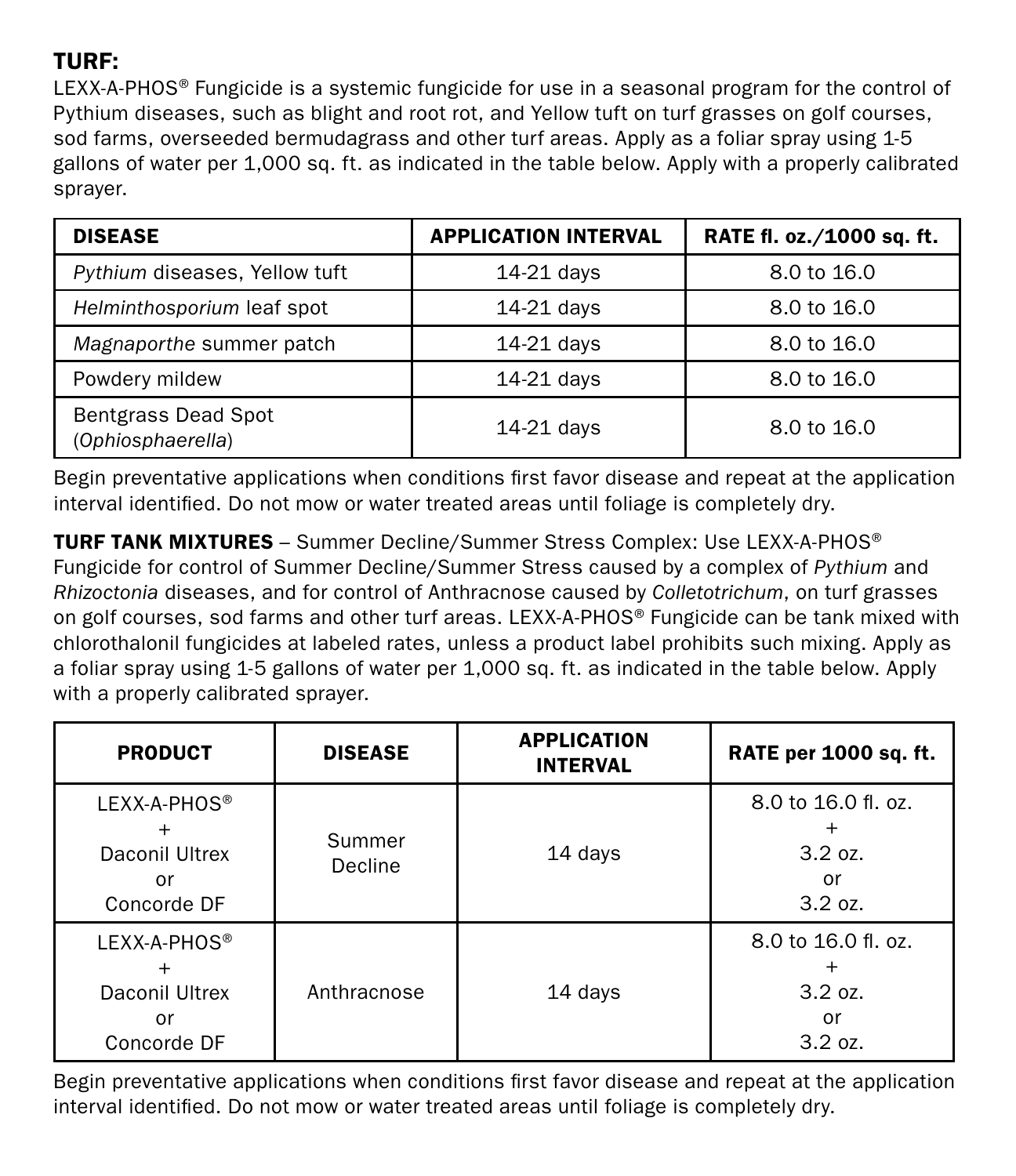## TURF:

LEXX-A-PHOS® Fungicide is a systemic fungicide for use in a seasonal program for the control of Pythium diseases, such as blight and root rot, and Yellow tuft on turf grasses on golf courses, sod farms, overseeded bermudagrass and other turf areas. Apply as a foliar spray using 1-5 gallons of water per 1,000 sq. ft. as indicated in the table below. Apply with a properly calibrated sprayer.

| DISEASE | APPLICATION INTERVAL | RATE fl. oz./1000 sq. ft. |
|---|---|---|
| *Pythium* diseases, Yellow tuft | 14-21 days | 8.0 to 16.0 |
| *Helminthosporium* leaf spot | 14-21 days | 8.0 to 16.0 |
| *Magnaporthe* summer patch | 14-21 days | 8.0 to 16.0 |
| Powdery mildew | 14-21 days | 8.0 to 16.0 |
| Bentgrass Dead Spot (*Ophiosphaerella*) | 14-21 days | 8.0 to 16.0 |

Begin preventative applications when conditions first favor disease and repeat at the application interval identified. Do not mow or water treated areas until foliage is completely dry.

**TURF TANK MIXTURES** – Summer Decline/Summer Stress Complex: Use LEXX-A-PHOS® Fungicide for control of Summer Decline/Summer Stress caused by a complex of *Pythium* and *Rhizoctonia* diseases, and for control of Anthracnose caused by *Colletotrichum*, on turf grasses on golf courses, sod farms and other turf areas. LEXX-A-PHOS® Fungicide can be tank mixed with chlorothalonil fungicides at labeled rates, unless a product label prohibits such mixing. Apply as a foliar spray using 1-5 gallons of water per 1,000 sq. ft. as indicated in the table below. Apply with a properly calibrated sprayer.

| PRODUCT | DISEASE | APPLICATION INTERVAL | RATE per 1000 sq. ft. |
|---|---|---|---|
| LEXX-A-PHOS® + Daconil Ultrex or Concorde DF | Summer Decline | 14 days | 8.0 to 16.0 fl. oz. + 3.2 oz. or 3.2 oz. |
| LEXX-A-PHOS® + Daconil Ultrex or Concorde DF | Anthracnose | 14 days | 8.0 to 16.0 fl. oz. + 3.2 oz. or 3.2 oz. |

Begin preventative applications when conditions first favor disease and repeat at the application interval identified. Do not mow or water treated areas until foliage is completely dry.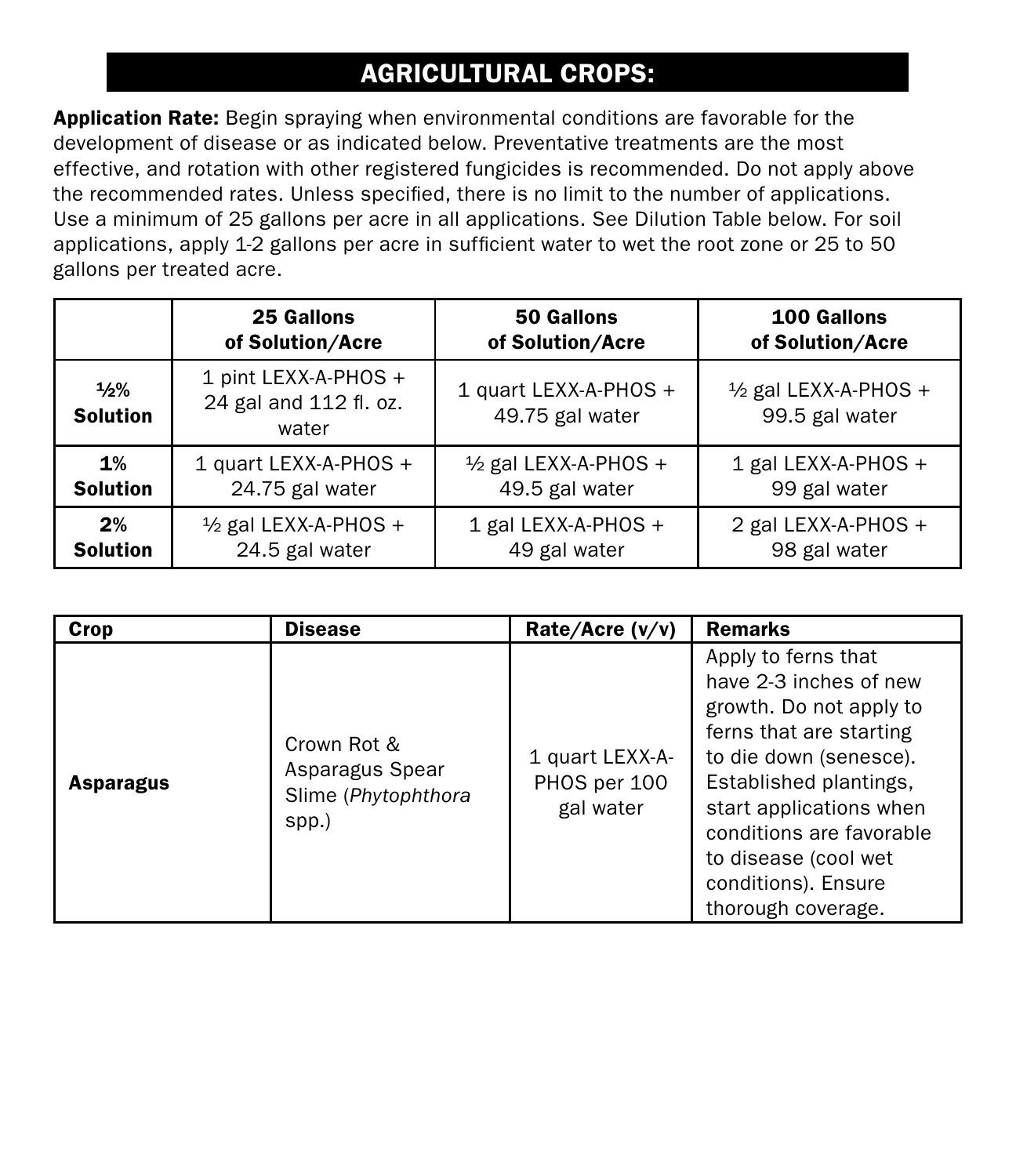## AGRICULTURAL CROPS:

**Application Rate:** Begin spraying when environmental conditions are favorable for the development of disease or as indicated below. Preventative treatments are the most effective, and rotation with other registered fungicides is recommended. Do not apply above the recommended rates. Unless specified, there is no limit to the number of applications. Use a minimum of 25 gallons per acre in all applications. See Dilution Table below. For soil applications, apply 1-2 gallons per acre in sufficient water to wet the root zone or 25 to 50 gallons per treated acre.

| | 25 Gallons of Solution/Acre | 50 Gallons of Solution/Acre | 100 Gallons of Solution/Acre |
|---|---|---|---|
| **½% Solution** | 1 pint LEXX-A-PHOS + 24 gal and 112 fl. oz. water | 1 quart LEXX-A-PHOS + 49.75 gal water | ½ gal LEXX-A-PHOS + 99.5 gal water |
| **1% Solution** | 1 quart LEXX-A-PHOS + 24.75 gal water | ½ gal LEXX-A-PHOS + 49.5 gal water | 1 gal LEXX-A-PHOS + 99 gal water |
| **2% Solution** | ½ gal LEXX-A-PHOS + 24.5 gal water | 1 gal LEXX-A-PHOS + 49 gal water | 2 gal LEXX-A-PHOS + 98 gal water |

| Crop | Disease | Rate/Acre (v/v) | Remarks |
|---|---|---|---|
| **Asparagus** | Crown Rot & Asparagus Spear Slime (*Phytophthora* spp.) | 1 quart LEXX-A-PHOS per 100 gal water | Apply to ferns that have 2-3 inches of new growth. Do not apply to ferns that are starting to die down (senesce). Established plantings, start applications when conditions are favorable to disease (cool wet conditions). Ensure thorough coverage. |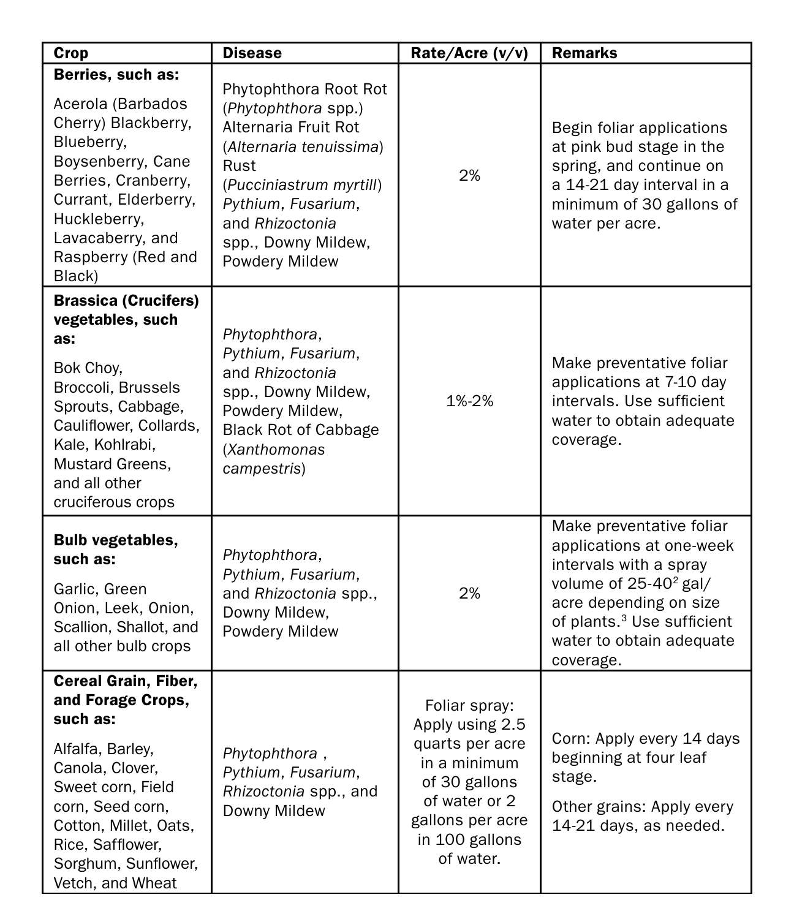| Crop | Disease | Rate/Acre (v/v) | Remarks |
|---|---|---|---|
| **Berries, such as:** Acerola (Barbados Cherry) Blackberry, Blueberry, Boysenberry, Cane Berries, Cranberry, Currant, Elderberry, Huckleberry, Lavacaberry, and Raspberry (Red and Black) | Phytophthora Root Rot (*Phytophthora* spp.) Alternaria Fruit Rot (*Alternaria tenuissima*) Rust (*Pucciniastrum myrtill*) *Pythium*, *Fusarium*, and *Rhizoctonia* spp., Downy Mildew, Powdery Mildew | 2% | Begin foliar applications at pink bud stage in the spring, and continue on a 14-21 day interval in a minimum of 30 gallons of water per acre. |
| **Brassica (Crucifers) vegetables, such as:** Bok Choy, Broccoli, Brussels Sprouts, Cabbage, Cauliflower, Collards, Kale, Kohlrabi, Mustard Greens, and all other cruciferous crops | *Phytophthora*, *Pythium*, *Fusarium*, and *Rhizoctonia* spp., Downy Mildew, Powdery Mildew, Black Rot of Cabbage (*Xanthomonas campestris*) | 1%-2% | Make preventative foliar applications at 7-10 day intervals. Use sufficient water to obtain adequate coverage. |
| **Bulb vegetables, such as:** Garlic, Green Onion, Leek, Onion, Scallion, Shallot, and all other bulb crops | *Phytophthora*, *Pythium*, *Fusarium*, and *Rhizoctonia* spp., Downy Mildew, Powdery Mildew | 2% | Make preventative foliar applications at one-week intervals with a spray volume of 25-40[2] gal/acre depending on size of plants.[3] Use sufficient water to obtain adequate coverage. |
| **Cereal Grain, Fiber, and Forage Crops, such as:** Alfalfa, Barley, Canola, Clover, Sweet corn, Field corn, Seed corn, Cotton, Millet, Oats, Rice, Safflower, Sorghum, Sunflower, Vetch, and Wheat | *Phytophthora*, *Pythium*, *Fusarium*, *Rhizoctonia* spp., and Downy Mildew | Foliar spray: Apply using 2.5 quarts per acre in a minimum of 30 gallons of water or 2 gallons per acre in 100 gallons of water. | Corn: Apply every 14 days beginning at four leaf stage. Other grains: Apply every 14-21 days, as needed. |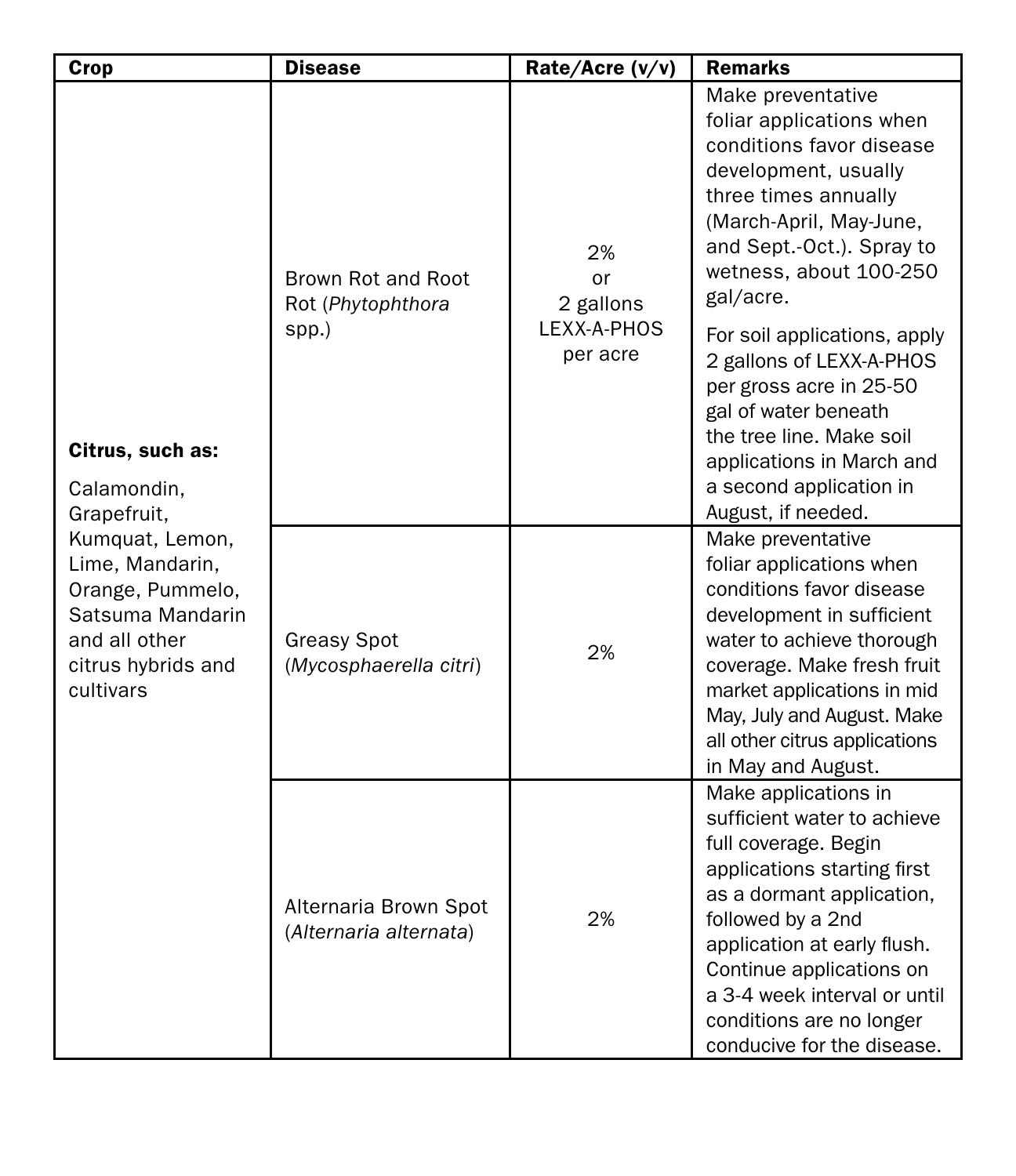| Crop | Disease | Rate/Acre (v/v) | Remarks |
| --- | --- | --- | --- |
| **Citrus, such as:** Calamondin, Grapefruit, Kumquat, Lemon, Lime, Mandarin, Orange, Pummelo, Satsuma Mandarin and all other citrus hybrids and cultivars | Brown Rot and Root Rot (*Phytophthora* spp.) | 2% or 2 gallons LEXX-A-PHOS per acre | Make preventative foliar applications when conditions favor disease development, usually three times annually (March-April, May-June, and Sept.-Oct.). Spray to wetness, about 100-250 gal/acre. For soil applications, apply 2 gallons of LEXX-A-PHOS per gross acre in 25-50 gal of water beneath the tree line. Make soil applications in March and a second application in August, if needed. |
| | Greasy Spot (*Mycosphaerella citri*) | 2% | Make preventative foliar applications when conditions favor disease development in sufficient water to achieve thorough coverage. Make fresh fruit market applications in mid May, July and August. Make all other citrus applications in May and August. |
| | Alternaria Brown Spot (*Alternaria alternata*) | 2% | Make applications in sufficient water to achieve full coverage. Begin applications starting first as a dormant application, followed by a 2nd application at early flush. Continue applications on a 3-4 week interval or until conditions are no longer conducive for the disease. |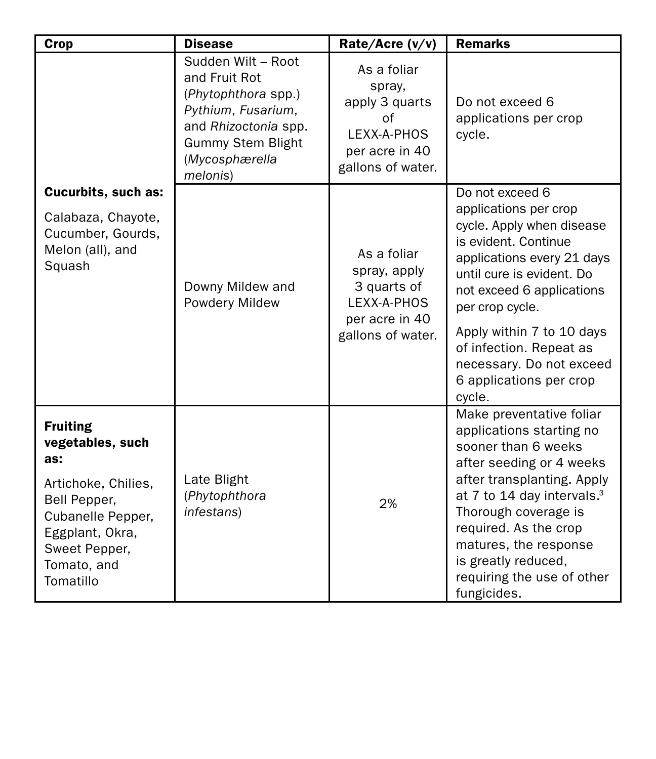| Crop | Disease | Rate/Acre (v/v) | Remarks |
|---|---|---|---|
| **Cucurbits, such as:** Calabaza, Chayote, Cucumber, Gourds, Melon (all), and Squash | Sudden Wilt – Root and Fruit Rot (*Phytophthora* spp.) *Pythium*, *Fusarium*, and *Rhizoctonia* spp. Gummy Stem Blight (*Mycosphærella melonis*) | As a foliar spray, apply 3 quarts of LEXX-A-PHOS per acre in 40 gallons of water. | Do not exceed 6 applications per crop cycle. |
| | Downy Mildew and Powdery Mildew | As a foliar spray, apply 3 quarts of LEXX-A-PHOS per acre in 40 gallons of water. | Do not exceed 6 applications per crop cycle. Apply when disease is evident. Continue applications every 21 days until cure is evident. Do not exceed 6 applications per crop cycle. Apply within 7 to 10 days of infection. Repeat as necessary. Do not exceed 6 applications per crop cycle. |
| **Fruiting vegetables, such as:** Artichoke, Chilies, Bell Pepper, Cubanelle Pepper, Eggplant, Okra, Sweet Pepper, Tomato, and Tomatillo | Late Blight (*Phytophthora infestans*) | 2% | Make preventative foliar applications starting no sooner than 6 weeks after seeding or 4 weeks after transplanting. Apply at 7 to 14 day intervals.[3] Thorough coverage is required. As the crop matures, the response is greatly reduced, requiring the use of other fungicides. |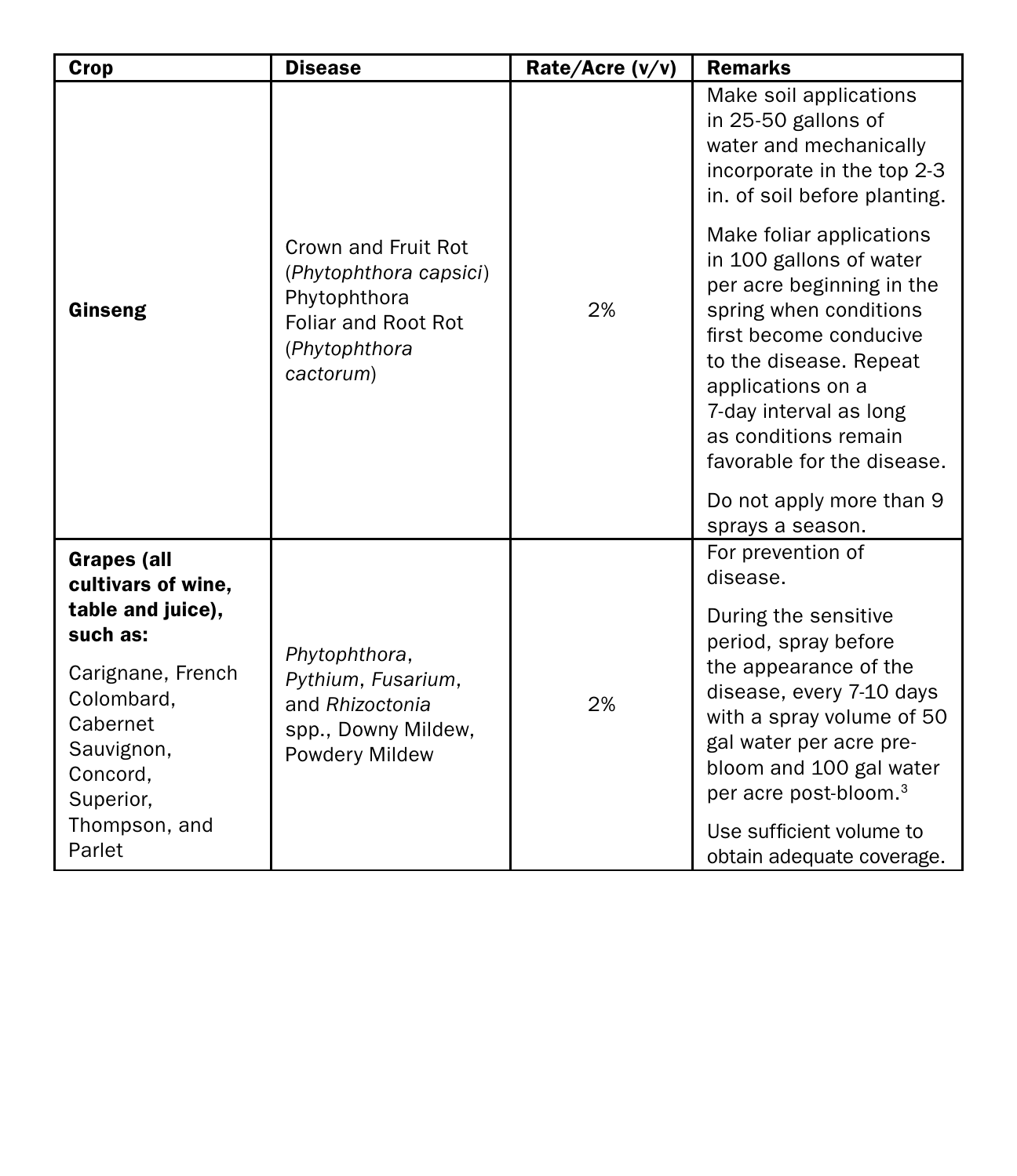| Crop | Disease | Rate/Acre (v/v) | Remarks |
|---|---|---|---|
| **Ginseng** | Crown and Fruit Rot (*Phytophthora capsici*) Phytophthora Foliar and Root Rot (*Phytophthora cactorum*) | 2% | Make soil applications in 25-50 gallons of water and mechanically incorporate in the top 2-3 in. of soil before planting.<br><br>Make foliar applications in 100 gallons of water per acre beginning in the spring when conditions first become conducive to the disease. Repeat applications on a 7-day interval as long as conditions remain favorable for the disease.<br><br>Do not apply more than 9 sprays a season. |
| **Grapes (all cultivars of wine, table and juice), such as:**<br><br>Carignane, French Colombard, Cabernet Sauvignon, Concord, Superior, Thompson, and Parlet | *Phytophthora*, *Pythium*, *Fusarium*, and *Rhizoctonia* spp., Downy Mildew, Powdery Mildew | 2% | For prevention of disease.<br><br>During the sensitive period, spray before the appearance of the disease, every 7-10 days with a spray volume of 50 gal water per acre pre-bloom and 100 gal water per acre post-bloom.[3]<br><br>Use sufficient volume to obtain adequate coverage. |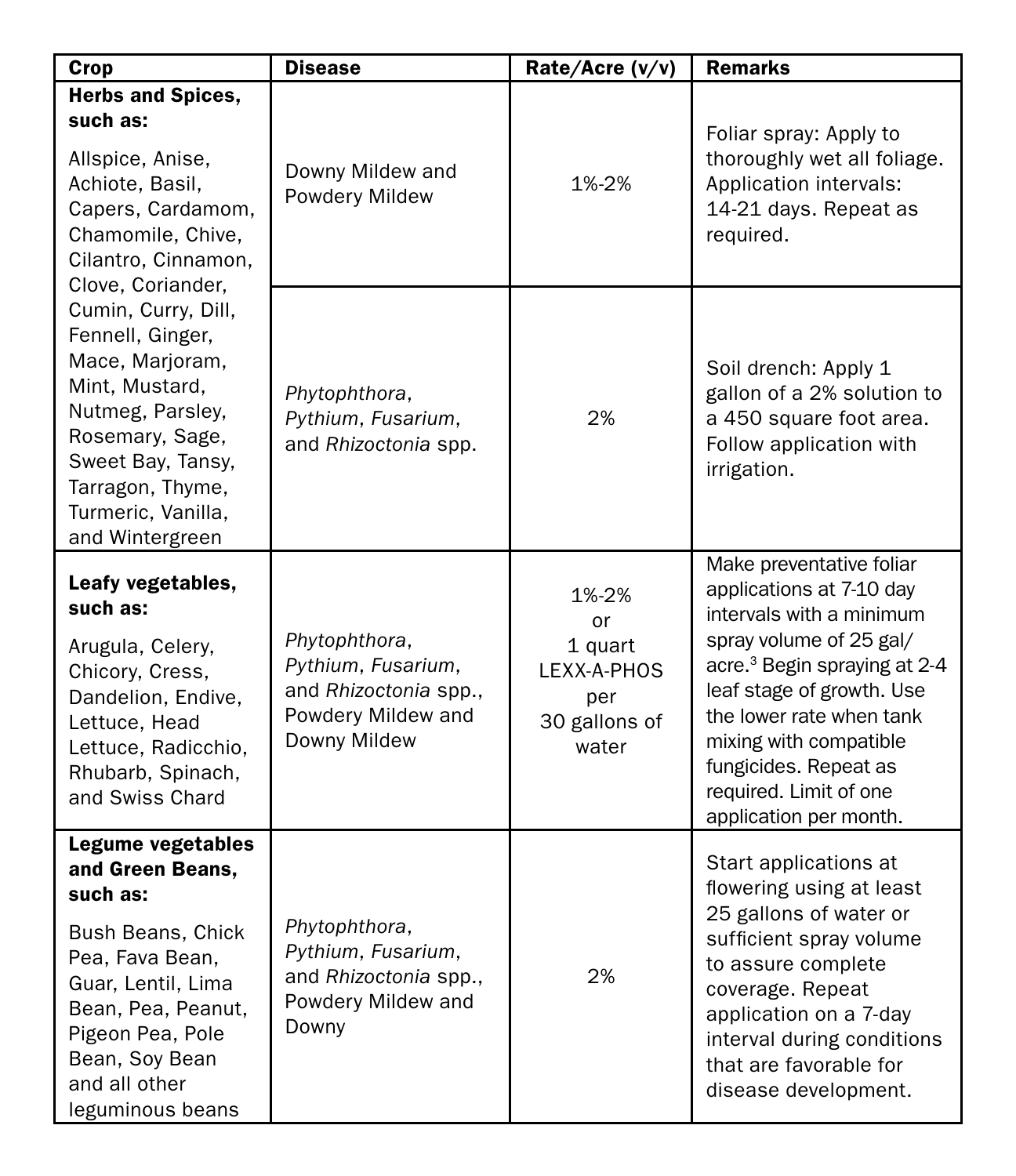| Crop | Disease | Rate/Acre (v/v) | Remarks |
|---|---|---|---|
| **Herbs and Spices, such as:** Allspice, Anise, Achiote, Basil, Capers, Cardamom, Chamomile, Chive, Cilantro, Cinnamon, Clove, Coriander, Cumin, Curry, Dill, Fennell, Ginger, Mace, Marjoram, Mint, Mustard, Nutmeg, Parsley, Rosemary, Sage, Sweet Bay, Tansy, Tarragon, Thyme, Turmeric, Vanilla, and Wintergreen | Downy Mildew and Powdery Mildew | 1%-2% | Foliar spray: Apply to thoroughly wet all foliage. Application intervals: 14-21 days. Repeat as required. |
| | *Phytophthora*, *Pythium*, *Fusarium*, and *Rhizoctonia* spp. | 2% | Soil drench: Apply 1 gallon of a 2% solution to a 450 square foot area. Follow application with irrigation. |
| **Leafy vegetables, such as:** Arugula, Celery, Chicory, Cress, Dandelion, Endive, Lettuce, Head Lettuce, Radicchio, Rhubarb, Spinach, and Swiss Chard | *Phytophthora*, *Pythium*, *Fusarium*, and *Rhizoctonia* spp., Powdery Mildew and Downy Mildew | 1%-2% or 1 quart LEXX-A-PHOS per 30 gallons of water | Make preventative foliar applications at 7-10 day intervals with a minimum spray volume of 25 gal/acre.[3] Begin spraying at 2-4 leaf stage of growth. Use the lower rate when tank mixing with compatible fungicides. Repeat as required. Limit of one application per month. |
| **Legume vegetables and Green Beans, such as:** Bush Beans, Chick Pea, Fava Bean, Guar, Lentil, Lima Bean, Pea, Peanut, Pigeon Pea, Pole Bean, Soy Bean and all other leguminous beans | *Phytophthora*, *Pythium*, *Fusarium*, and *Rhizoctonia* spp., Powdery Mildew and Downy | 2% | Start applications at flowering using at least 25 gallons of water or sufficient spray volume to assure complete coverage. Repeat application on a 7-day interval during conditions that are favorable for disease development. |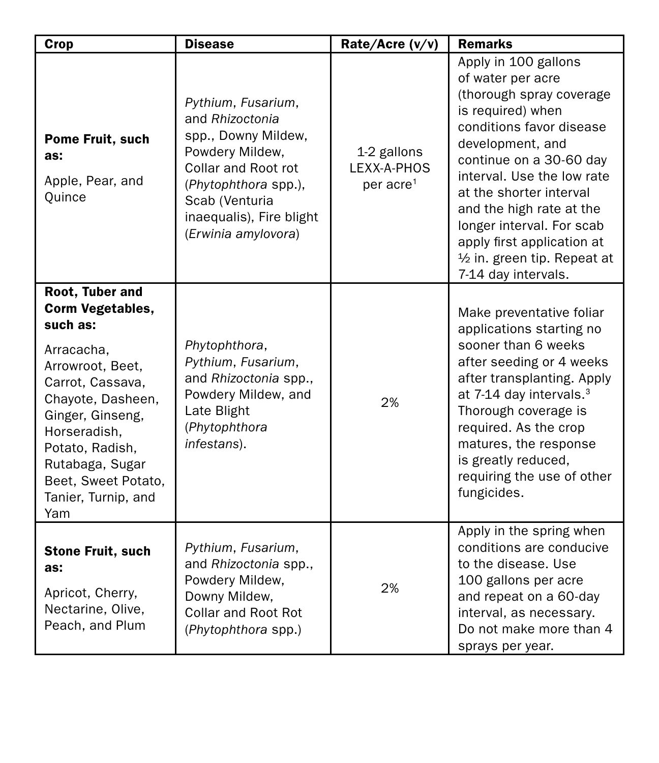| Crop | Disease | Rate/Acre (v/v) | Remarks |
|---|---|---|---|
| **Pome Fruit, such as:** Apple, Pear, and Quince | *Pythium*, *Fusarium*, and *Rhizoctonia* spp., Downy Mildew, Powdery Mildew, Collar and Root rot (*Phytophthora* spp.), Scab (Venturia inaequalis), Fire blight (*Erwinia amylovora*) | 1-2 gallons LEXX-A-PHOS per acre[1] | Apply in 100 gallons of water per acre (thorough spray coverage is required) when conditions favor disease development, and continue on a 30-60 day interval. Use the low rate at the shorter interval and the high rate at the longer interval. For scab apply first application at ½ in. green tip. Repeat at 7-14 day intervals. |
| **Root, Tuber and Corm Vegetables, such as:** Arracacha, Arrowroot, Beet, Carrot, Cassava, Chayote, Dasheen, Ginger, Ginseng, Horseradish, Potato, Radish, Rutabaga, Sugar Beet, Sweet Potato, Tanier, Turnip, and Yam | *Phytophthora*, *Pythium*, *Fusarium*, and *Rhizoctonia* spp., Powdery Mildew, and Late Blight (*Phytophthora infestans*). | 2% | Make preventative foliar applications starting no sooner than 6 weeks after seeding or 4 weeks after transplanting. Apply at 7-14 day intervals.[3] Thorough coverage is required. As the crop matures, the response is greatly reduced, requiring the use of other fungicides. |
| **Stone Fruit, such as:** Apricot, Cherry, Nectarine, Olive, Peach, and Plum | *Pythium*, *Fusarium*, and *Rhizoctonia* spp., Powdery Mildew, Downy Mildew, Collar and Root Rot (*Phytophthora* spp.) | 2% | Apply in the spring when conditions are conducive to the disease. Use 100 gallons per acre and repeat on a 60-day interval, as necessary. Do not make more than 4 sprays per year. |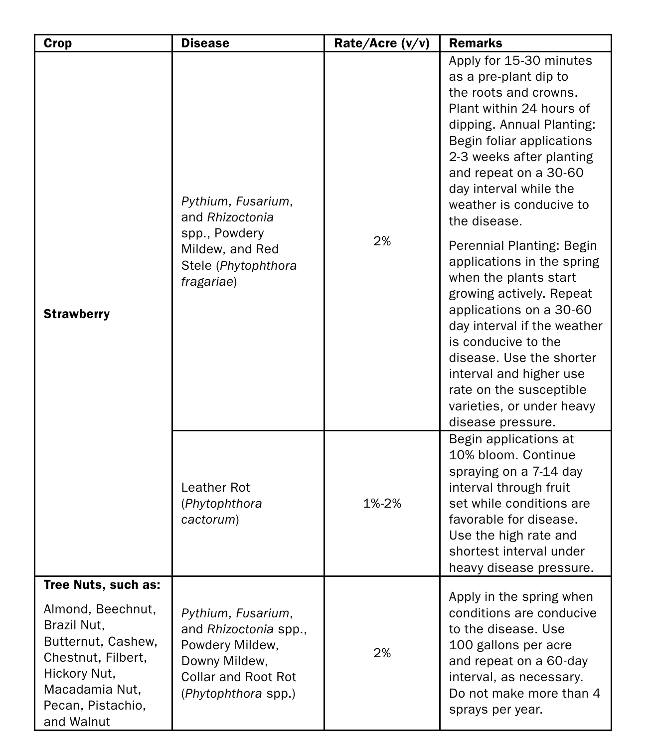| Crop | Disease | Rate/Acre (v/v) | Remarks |
| --- | --- | --- | --- |
| **Strawberry** | *Pythium*, *Fusarium*, and *Rhizoctonia* spp., Powdery Mildew, and Red Stele (*Phytophthora fragariae*) | 2% | Apply for 15-30 minutes as a pre-plant dip to the roots and crowns. Plant within 24 hours of dipping. Annual Planting: Begin foliar applications 2-3 weeks after planting and repeat on a 30-60 day interval while the weather is conducive to the disease.<br><br>Perennial Planting: Begin applications in the spring when the plants start growing actively. Repeat applications on a 30-60 day interval if the weather is conducive to the disease. Use the shorter interval and higher use rate on the susceptible varieties, or under heavy disease pressure. |
| | Leather Rot (*Phytophthora cactorum*) | 1%-2% | Begin applications at 10% bloom. Continue spraying on a 7-14 day interval through fruit set while conditions are favorable for disease. Use the high rate and shortest interval under heavy disease pressure. |
| **Tree Nuts, such as:**<br><br>Almond, Beechnut, Brazil Nut, Butternut, Cashew, Chestnut, Filbert, Hickory Nut, Macadamia Nut, Pecan, Pistachio, and Walnut | *Pythium*, *Fusarium*, and *Rhizoctonia* spp., Powdery Mildew, Downy Mildew, Collar and Root Rot (*Phytophthora* spp.) | 2% | Apply in the spring when conditions are conducive to the disease. Use 100 gallons per acre and repeat on a 60-day interval, as necessary. Do not make more than 4 sprays per year. |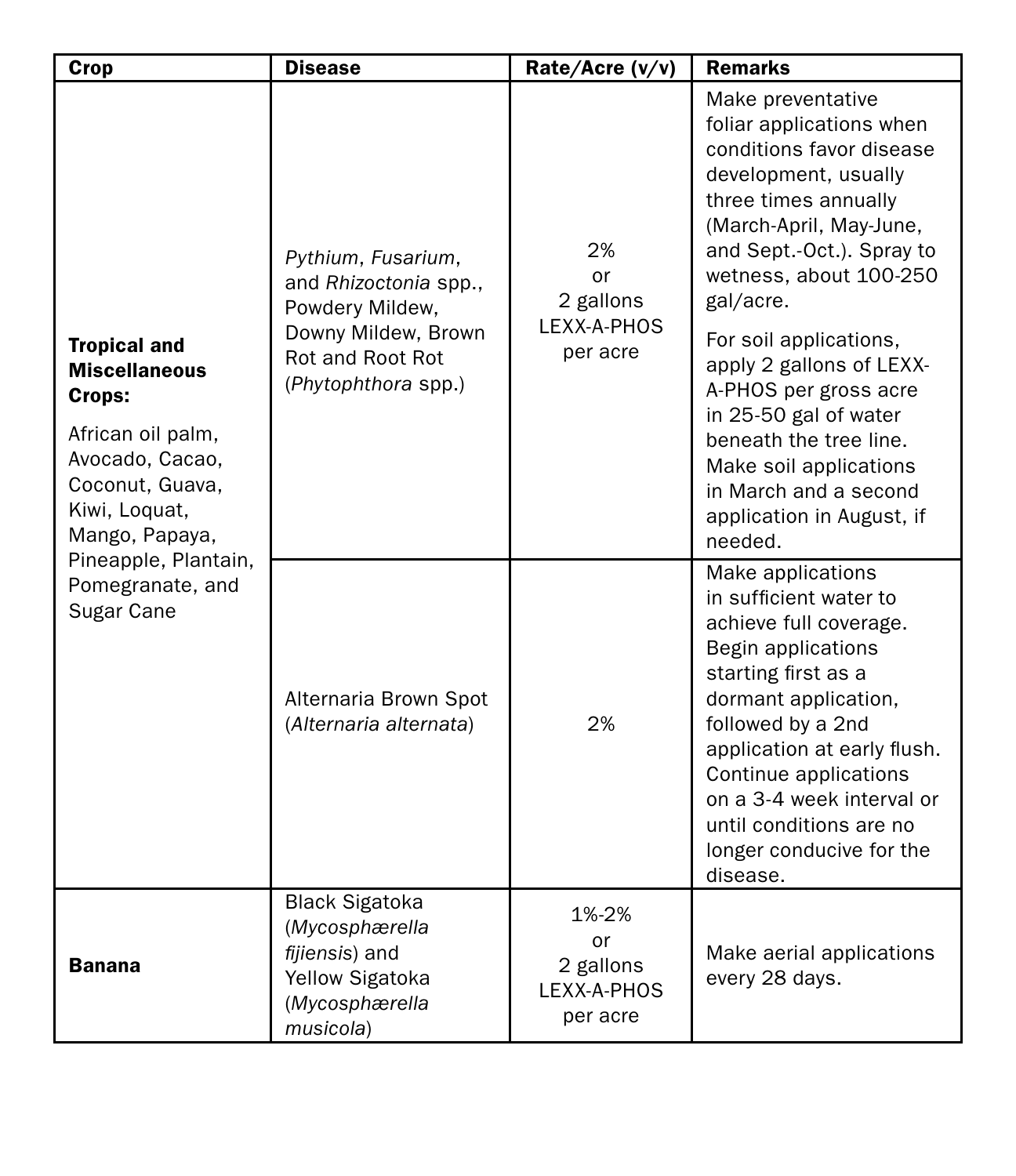| Crop | Disease | Rate/Acre (v/v) | Remarks |
| --- | --- | --- | --- |
| **Tropical and Miscellaneous Crops:** African oil palm, Avocado, Cacao, Coconut, Guava, Kiwi, Loquat, Mango, Papaya, Pineapple, Plantain, Pomegranate, and Sugar Cane | *Pythium*, *Fusarium*, and *Rhizoctonia* spp., Powdery Mildew, Downy Mildew, Brown Rot and Root Rot (*Phytophthora* spp.) | 2% or 2 gallons LEXX-A-PHOS per acre | Make preventative foliar applications when conditions favor disease development, usually three times annually (March-April, May-June, and Sept.-Oct.). Spray to wetness, about 100-250 gal/acre. For soil applications, apply 2 gallons of LEXX-A-PHOS per gross acre in 25-50 gal of water beneath the tree line. Make soil applications in March and a second application in August, if needed. |
| | Alternaria Brown Spot (*Alternaria alternata*) | 2% | Make applications in sufficient water to achieve full coverage. Begin applications starting first as a dormant application, followed by a 2nd application at early flush. Continue applications on a 3-4 week interval or until conditions are no longer conducive for the disease. |
| **Banana** | Black Sigatoka (*Mycosphærella fijiensis*) and Yellow Sigatoka (*Mycosphærella musicola*) | 1%-2% or 2 gallons LEXX-A-PHOS per acre | Make aerial applications every 28 days. |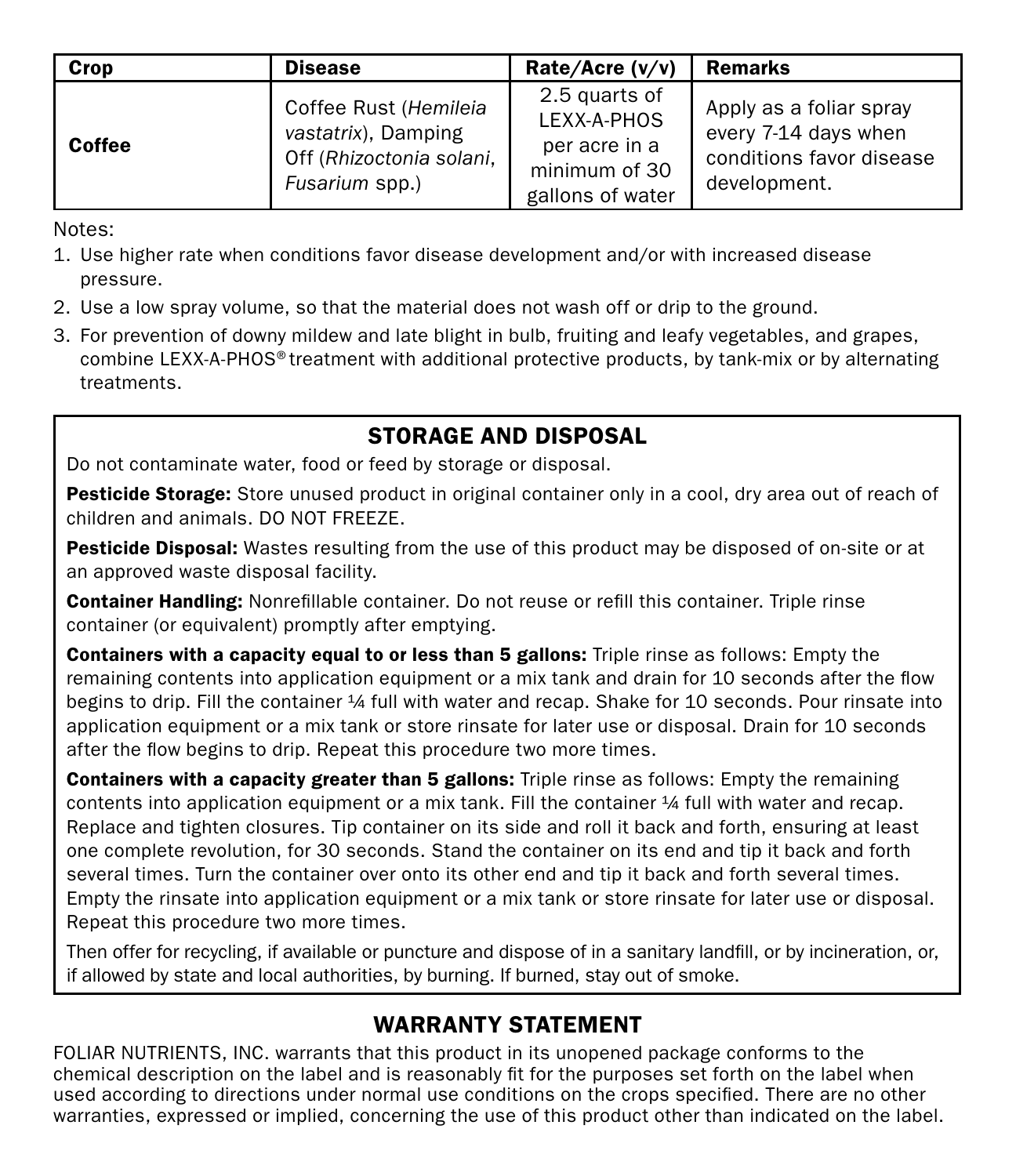| Crop | Disease | Rate/Acre (v/v) | Remarks |
|---|---|---|---|
| **Coffee** | Coffee Rust (*Hemileia vastatrix*), Damping Off (*Rhizoctonia solani*, *Fusarium* spp.) | 2.5 quarts of LEXX-A-PHOS per acre in a minimum of 30 gallons of water | Apply as a foliar spray every 7-14 days when conditions favor disease development. |

Notes:

1. Use higher rate when conditions favor disease development and/or with increased disease pressure.
2. Use a low spray volume, so that the material does not wash off or drip to the ground.
3. For prevention of downy mildew and late blight in bulb, fruiting and leafy vegetables, and grapes, combine LEXX-A-PHOS® treatment with additional protective products, by tank-mix or by alternating treatments.

## STORAGE AND DISPOSAL

Do not contaminate water, food or feed by storage or disposal.

**Pesticide Storage:** Store unused product in original container only in a cool, dry area out of reach of children and animals. DO NOT FREEZE.

**Pesticide Disposal:** Wastes resulting from the use of this product may be disposed of on-site or at an approved waste disposal facility.

**Container Handling:** Nonrefillable container. Do not reuse or refill this container. Triple rinse container (or equivalent) promptly after emptying.

**Containers with a capacity equal to or less than 5 gallons:** Triple rinse as follows: Empty the remaining contents into application equipment or a mix tank and drain for 10 seconds after the flow begins to drip. Fill the container ¼ full with water and recap. Shake for 10 seconds. Pour rinsate into application equipment or a mix tank or store rinsate for later use or disposal. Drain for 10 seconds after the flow begins to drip. Repeat this procedure two more times.

**Containers with a capacity greater than 5 gallons:** Triple rinse as follows: Empty the remaining contents into application equipment or a mix tank. Fill the container ¼ full with water and recap. Replace and tighten closures. Tip container on its side and roll it back and forth, ensuring at least one complete revolution, for 30 seconds. Stand the container on its end and tip it back and forth several times. Turn the container over onto its other end and tip it back and forth several times. Empty the rinsate into application equipment or a mix tank or store rinsate for later use or disposal. Repeat this procedure two more times.

Then offer for recycling, if available or puncture and dispose of in a sanitary landfill, or by incineration, or, if allowed by state and local authorities, by burning. If burned, stay out of smoke.

## WARRANTY STATEMENT

FOLIAR NUTRIENTS, INC. warrants that this product in its unopened package conforms to the chemical description on the label and is reasonably fit for the purposes set forth on the label when used according to directions under normal use conditions on the crops specified. There are no other warranties, expressed or implied, concerning the use of this product other than indicated on the label.